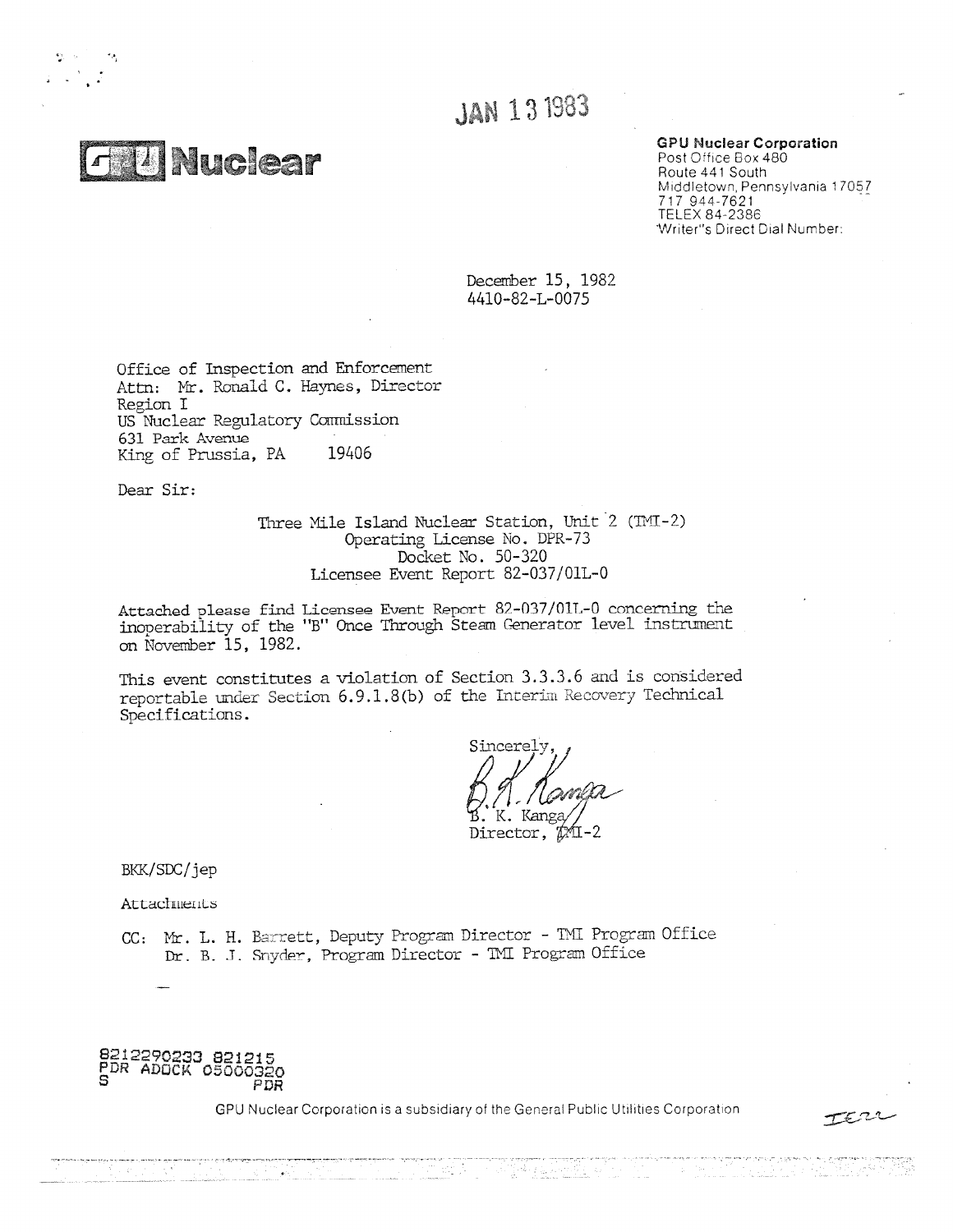JAN 13 1983

**GPU Nuclear**

**GPU Nuclear Corporation**
Post Office Box 480
Route 441 South
Middletown, Pennsylvania 17057
717 944-7621
TELEX 84-2386
Writer's Direct Dial Number:

December 15, 1982
4410-82-L-0075

Office of Inspection and Enforcement
Attn: Mr. Ronald C. Haynes, Director
Region I
US Nuclear Regulatory Commission
631 Park Avenue
King of Prussia, PA 19406

Dear Sir:

Three Mile Island Nuclear Station, Unit 2 (TMI-2)
Operating License No. DPR-73
Docket No. 50-320
Licensee Event Report 82-037/01L-0

Attached please find Licensee Event Report 82-037/01L-0 concerning the inoperability of the "B" Once Through Steam Generator level instrument on November 15, 1982.

This event constitutes a violation of Section 3.3.3.6 and is considered reportable under Section 6.9.1.8(b) of the Interim Recovery Technical Specifications.

Sincerely,

B. K. Kanga
Director, TMI-2

BKK/SDC/jep

Attachments

CC: Mr. L. H. Barrett, Deputy Program Director - TMI Program Office
Dr. B. J. Snyder, Program Director - TMI Program Office

8212290233 821215
PDR ADOCK 05000320
S PDR

GPU Nuclear Corporation is a subsidiary of the General Public Utilities Corporation

IE22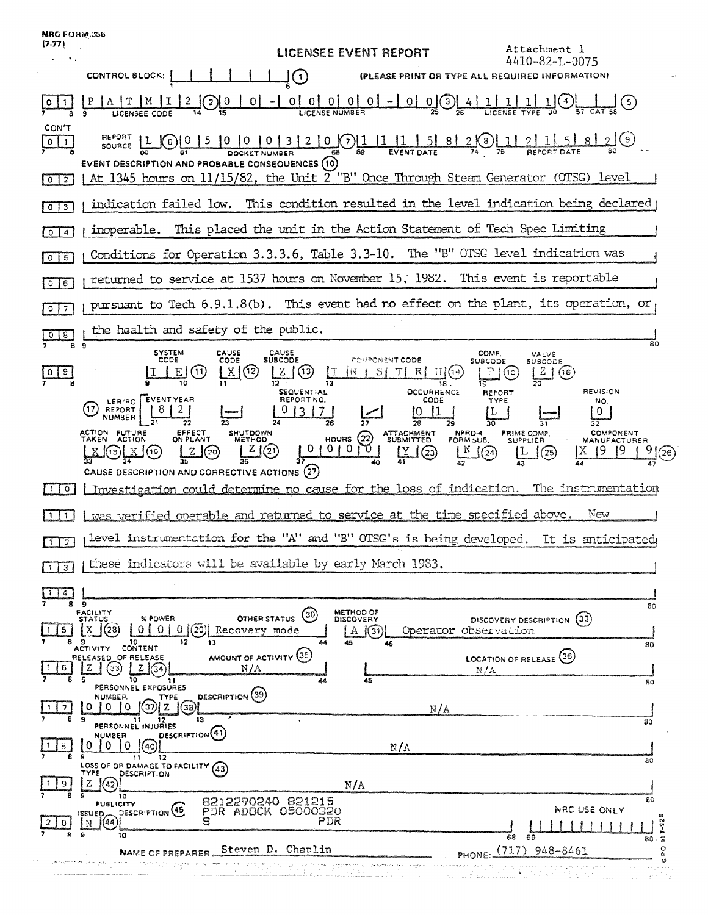NRC FORM 366 (7-77)

# LICENSEE EVENT REPORT

Attachment 1
4410-82-L-0075

CONTROL BLOCK: | | | | | | | (1) (PLEASE PRINT OR TYPE ALL REQUIRED INFORMATION)

| 0 | 1 | P A T M I 2 (2) | 0 0 - 0 0 0 0 0 - 0 0 (3) | 4 1 1 1 1 (4) | | | (5) |
|---|---|---|---|---|---|
| | | LICENSEE CODE | LICENSE NUMBER | LICENSE TYPE | CAT |

CON'T

| 0 | 1 | REPORT SOURCE | L (6) | 0 5 0 0 0 3 2 0 (7) | 1 1 1 5 8 2 (8) | 1 2 1 5 8 2 (9) |
|---|---|---|---|---|---|---|
| | | | | DOCKET NUMBER | EVENT DATE | REPORT DATE |

**EVENT DESCRIPTION AND PROBABLE CONSEQUENCES (10)**

At 1345 hours on 11/15/82, the Unit 2 "B" Once Through Steam Generator (OTSG) level indication failed low. This condition resulted in the level indication being declared inoperable. This placed the unit in the Action Statement of Tech Spec Limiting Conditions for Operation 3.3.3.6, Table 3.3-10. The "B" OTSG level indication was returned to service at 1537 hours on November 15, 1982. This event is reportable pursuant to Tech 6.9.1.8(b). This event had no effect on the plant, its operation, or the health and safety of the public.

| SYSTEM CODE | CAUSE CODE | CAUSE SUBCODE | COMPONENT CODE | COMP. SUBCODE | VALVE SUBCODE |
|---|---|---|---|---|---|
| I E (11) | X (12) | Z (13) | I N S T R U (14) | P (15) | Z (16) |

| (17) LER/RO REPORT NUMBER | EVENT YEAR | | SEQUENTIAL REPORT NO. | | OCCURRENCE CODE | REPORT TYPE | | REVISION NO. |
|---|---|---|---|---|---|---|---|---|
| | 8 2 | — | 0 3 7 | / | 0 1 | L | — | 0 |

| ACTION TAKEN | FUTURE ACTION | EFFECT ON PLANT | SHUTDOWN METHOD | HOURS (22) | ATTACHMENT SUBMITTED | NPRD-4 FORM SUB. | PRIME COMP. SUPPLIER | COMPONENT MANUFACTURER |
|---|---|---|---|---|---|---|---|---|
| X (18) | X (19) | Z (20) | Z (21) | 0 0 0 0 | Y (23) | N (24) | L (25) | X 9 9 9 (26) |

**CAUSE DESCRIPTION AND CORRECTIVE ACTIONS (27)**

Investigation could determine no cause for the loss of indication. The instrumentation was verified operable and returned to service at the time specified above. New level instrumentation for the "A" and "B" OTSG's is being developed. It is anticipated these indicators will be available by early March 1983.

| FACILITY STATUS | % POWER | OTHER STATUS (30) | METHOD OF DISCOVERY | DISCOVERY DESCRIPTION (32) |
|---|---|---|---|---|
| X (28) | 0 0 0 (29) | Recovery mode | A (31) | Operator observation |

| ACTIVITY RELEASED | CONTENT OF RELEASE | AMOUNT OF ACTIVITY (35) | LOCATION OF RELEASE (36) |
|---|---|---|---|
| Z (33) | Z (34) | N/A | N/A |

**PERSONNEL EXPOSURES**

| NUMBER | TYPE | DESCRIPTION (39) |
|---|---|---|
| 0 0 0 (37) | Z (38) | N/A |

**PERSONNEL INJURIES**

| NUMBER | DESCRIPTION (41) |
|---|---|
| 0 0 0 (40) | N/A |

**LOSS OF OR DAMAGE TO FACILITY (43)**

| TYPE | DESCRIPTION |
|---|---|
| Z (42) | N/A |

**PUBLICITY**

| ISSUED | DESCRIPTION (45) | NRC USE ONLY |
|---|---|---|
| N (44) | | |

8212290240 821215
PDR ADOCK 05000320
S PDR

NAME OF PREPARER Steven D. Chaplin PHONE: (717) 948-8461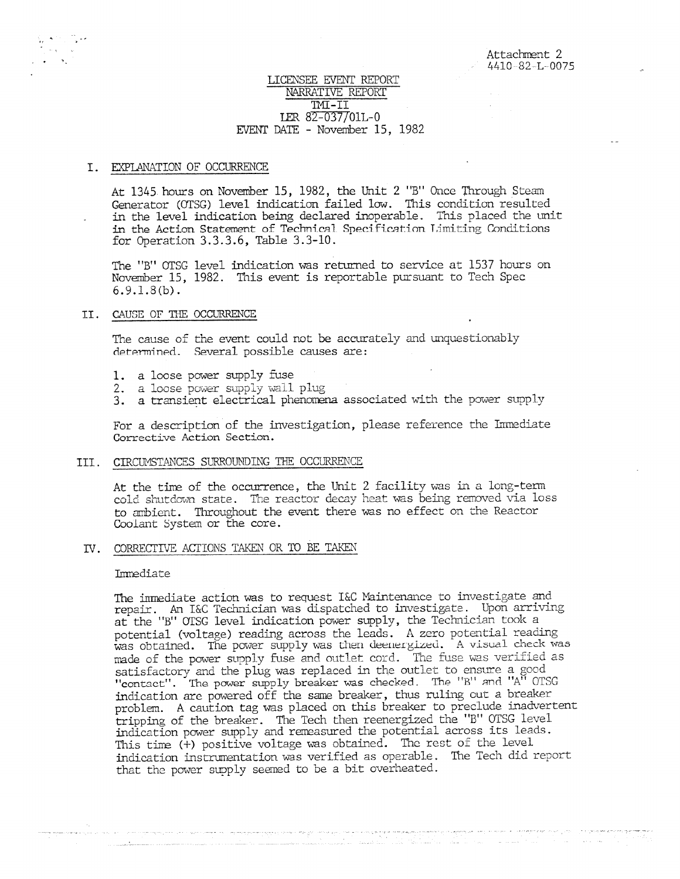Attachment 2
4410-82-L-0075

# LICENSEE EVENT REPORT
## NARRATIVE REPORT
## TMI-II
## LER 82-037/01L-0
## EVENT DATE - November 15, 1982

## I. EXPLANATION OF OCCURRENCE

At 1345 hours on November 15, 1982, the Unit 2 "B" Once Through Steam Generator (OTSG) level indication failed low. This condition resulted in the level indication being declared inoperable. This placed the unit in the Action Statement of Technical Specification Limiting Conditions for Operation 3.3.3.6, Table 3.3-10.

The "B" OTSG level indication was returned to service at 1537 hours on November 15, 1982. This event is reportable pursuant to Tech Spec 6.9.1.8(b).

## II. CAUSE OF THE OCCURRENCE

The cause of the event could not be accurately and unquestionably determined. Several possible causes are:

1. a loose power supply fuse
2. a loose power supply wall plug
3. a transient electrical phenomena associated with the power supply

For a description of the investigation, please reference the Immediate Corrective Action Section.

## III. CIRCUMSTANCES SURROUNDING THE OCCURRENCE

At the time of the occurrence, the Unit 2 facility was in a long-term cold shutdown state. The reactor decay heat was being removed via loss to ambient. Throughout the event there was no effect on the Reactor Coolant System or the core.

## IV. CORRECTIVE ACTIONS TAKEN OR TO BE TAKEN

Immediate

The immediate action was to request I&C Maintenance to investigate and repair. An I&C Technician was dispatched to investigate. Upon arriving at the "B" OTSG level indication power supply, the Technician took a potential (voltage) reading across the leads. A zero potential reading was obtained. The power supply was then deenergized. A visual check was made of the power supply fuse and outlet cord. The fuse was verified as satisfactory and the plug was replaced in the outlet to ensure a good "contact". The power supply breaker was checked. The "B" and "A" OTSG indication are powered off the same breaker, thus ruling out a breaker problem. A caution tag was placed on this breaker to preclude inadvertent tripping of the breaker. The Tech then reenergized the "B" OTSG level indication power supply and remeasured the potential across its leads. This time (+) positive voltage was obtained. The rest of the level indication instrumentation was verified as operable. The Tech did report that the power supply seemed to be a bit overheated.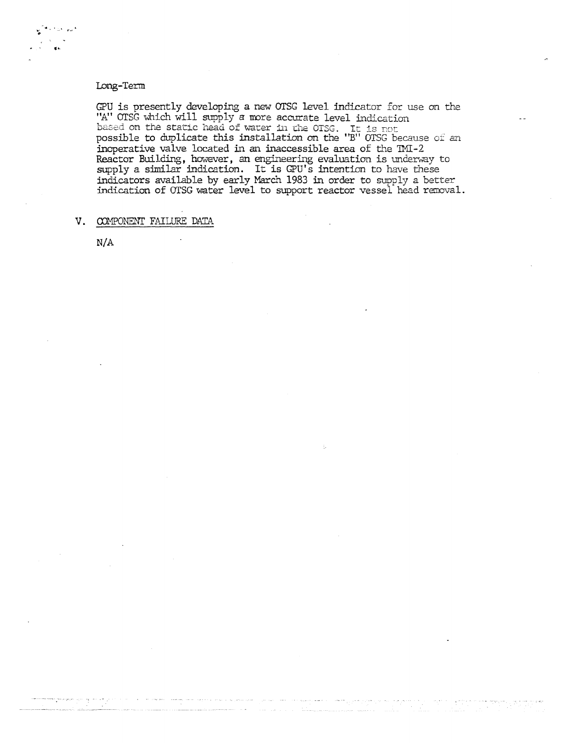Long-Term

GPU is presently developing a new OTSG level indicator for use on the "A" OTSG which will supply a more accurate level indication based on the static head of water in the OTSG. It is not possible to duplicate this installation on the "B" OTSG because of an inoperative valve located in an inaccessible area of the TMI-2 Reactor Building, however, an engineering evaluation is underway to supply a similar indication. It is GPU's intention to have these indicators available by early March 1983 in order to supply a better indication of OTSG water level to support reactor vessel head removal.

## V. COMPONENT FAILURE DATA

N/A